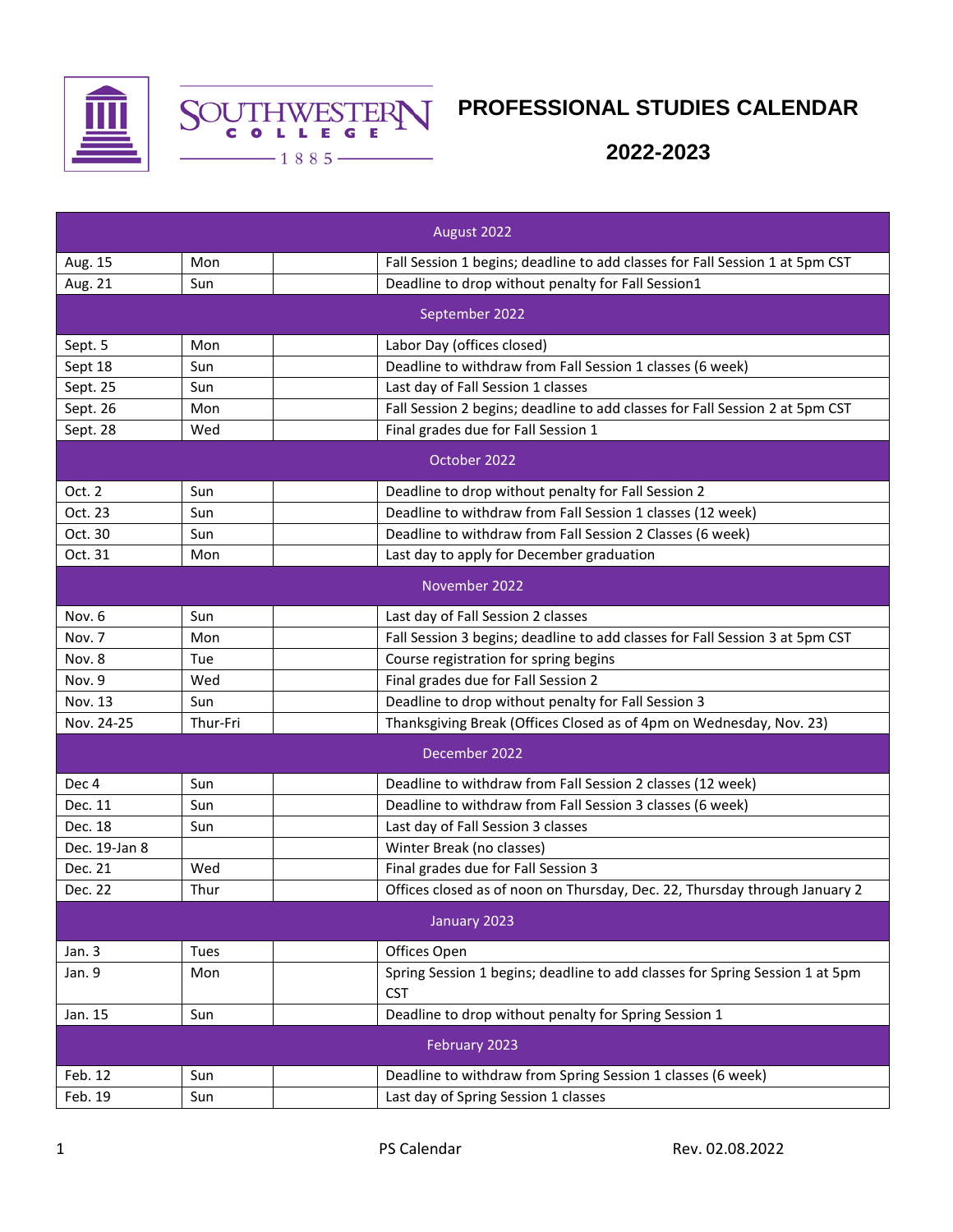# SOUTHWESTERN COLLEGE 1885

# PROFESSIONAL STUDIES CALENDAR

## 2022-2023

| | | | |
|---|---|---|---|
| **August 2022** | | | |
| Aug. 15 | Mon | | Fall Session 1 begins; deadline to add classes for Fall Session 1 at 5pm CST |
| Aug. 21 | Sun | | Deadline to drop without penalty for Fall Session1 |
| **September 2022** | | | |
| Sept. 5 | Mon | | Labor Day (offices closed) |
| Sept 18 | Sun | | Deadline to withdraw from Fall Session 1 classes (6 week) |
| Sept. 25 | Sun | | Last day of Fall Session 1 classes |
| Sept. 26 | Mon | | Fall Session 2 begins; deadline to add classes for Fall Session 2 at 5pm CST |
| Sept. 28 | Wed | | Final grades due for Fall Session 1 |
| **October 2022** | | | |
| Oct. 2 | Sun | | Deadline to drop without penalty for Fall Session 2 |
| Oct. 23 | Sun | | Deadline to withdraw from Fall Session 1 classes (12 week) |
| Oct. 30 | Sun | | Deadline to withdraw from Fall Session 2 Classes (6 week) |
| Oct. 31 | Mon | | Last day to apply for December graduation |
| **November 2022** | | | |
| Nov. 6 | Sun | | Last day of Fall Session 2 classes |
| Nov. 7 | Mon | | Fall Session 3 begins; deadline to add classes for Fall Session 3 at 5pm CST |
| Nov. 8 | Tue | | Course registration for spring begins |
| Nov. 9 | Wed | | Final grades due for Fall Session 2 |
| Nov. 13 | Sun | | Deadline to drop without penalty for Fall Session 3 |
| Nov. 24-25 | Thur-Fri | | Thanksgiving Break (Offices Closed as of 4pm on Wednesday, Nov. 23) |
| **December 2022** | | | |
| Dec 4 | Sun | | Deadline to withdraw from Fall Session 2 classes (12 week) |
| Dec. 11 | Sun | | Deadline to withdraw from Fall Session 3 classes (6 week) |
| Dec. 18 | Sun | | Last day of Fall Session 3 classes |
| Dec. 19-Jan 8 | | | Winter Break (no classes) |
| Dec. 21 | Wed | | Final grades due for Fall Session 3 |
| Dec. 22 | Thur | | Offices closed as of noon on Thursday, Dec. 22, Thursday through January 2 |
| **January 2023** | | | |
| Jan. 3 | Tues | | Offices Open |
| Jan. 9 | Mon | | Spring Session 1 begins; deadline to add classes for Spring Session 1 at 5pm CST |
| Jan. 15 | Sun | | Deadline to drop without penalty for Spring Session 1 |
| **February 2023** | | | |
| Feb. 12 | Sun | | Deadline to withdraw from Spring Session 1 classes (6 week) |
| Feb. 19 | Sun | | Last day of Spring Session 1 classes |

PS Calendar Rev. 02.08.2022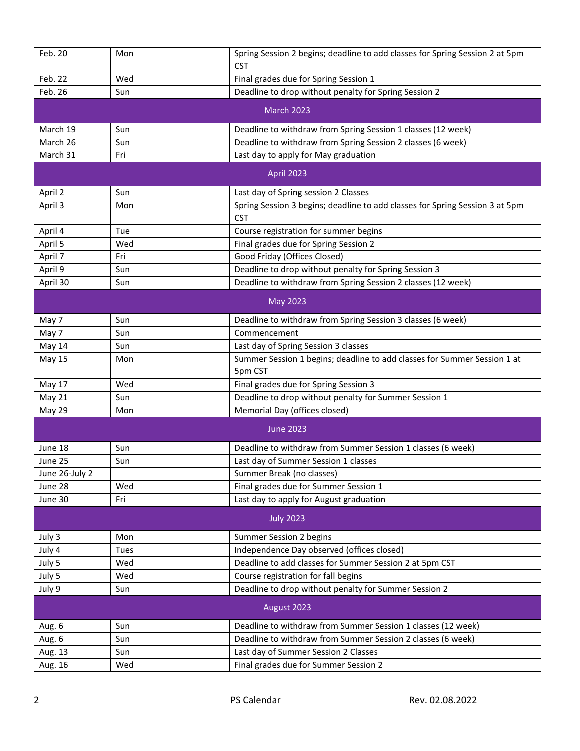| | | | |
|---|---|---|---|
| Feb. 20 | Mon | | Spring Session 2 begins; deadline to add classes for Spring Session 2 at 5pm CST |
| Feb. 22 | Wed | | Final grades due for Spring Session 1 |
| Feb. 26 | Sun | | Deadline to drop without penalty for Spring Session 2 |
| **March 2023** | | | |
| March 19 | Sun | | Deadline to withdraw from Spring Session 1 classes (12 week) |
| March 26 | Sun | | Deadline to withdraw from Spring Session 2 classes (6 week) |
| March 31 | Fri | | Last day to apply for May graduation |
| **April 2023** | | | |
| April 2 | Sun | | Last day of Spring session 2 Classes |
| April 3 | Mon | | Spring Session 3 begins; deadline to add classes for Spring Session 3 at 5pm CST |
| April 4 | Tue | | Course registration for summer begins |
| April 5 | Wed | | Final grades due for Spring Session 2 |
| April 7 | Fri | | Good Friday (Offices Closed) |
| April 9 | Sun | | Deadline to drop without penalty for Spring Session 3 |
| April 30 | Sun | | Deadline to withdraw from Spring Session 2 classes (12 week) |
| **May 2023** | | | |
| May 7 | Sun | | Deadline to withdraw from Spring Session 3 classes (6 week) |
| May 7 | Sun | | Commencement |
| May 14 | Sun | | Last day of Spring Session 3 classes |
| May 15 | Mon | | Summer Session 1 begins; deadline to add classes for Summer Session 1 at 5pm CST |
| May 17 | Wed | | Final grades due for Spring Session 3 |
| May 21 | Sun | | Deadline to drop without penalty for Summer Session 1 |
| May 29 | Mon | | Memorial Day (offices closed) |
| **June 2023** | | | |
| June 18 | Sun | | Deadline to withdraw from Summer Session 1 classes (6 week) |
| June 25 | Sun | | Last day of Summer Session 1 classes |
| June 26-July 2 | | | Summer Break (no classes) |
| June 28 | Wed | | Final grades due for Summer Session 1 |
| June 30 | Fri | | Last day to apply for August graduation |
| **July 2023** | | | |
| July 3 | Mon | | Summer Session 2 begins |
| July 4 | Tues | | Independence Day observed (offices closed) |
| July 5 | Wed | | Deadline to add classes for Summer Session 2 at 5pm CST |
| July 5 | Wed | | Course registration for fall begins |
| July 9 | Sun | | Deadline to drop without penalty for Summer Session 2 |
| **August 2023** | | | |
| Aug. 6 | Sun | | Deadline to withdraw from Summer Session 1 classes (12 week) |
| Aug. 6 | Sun | | Deadline to withdraw from Summer Session 2 classes (6 week) |
| Aug. 13 | Sun | | Last day of Summer Session 2 Classes |
| Aug. 16 | Wed | | Final grades due for Summer Session 2 |